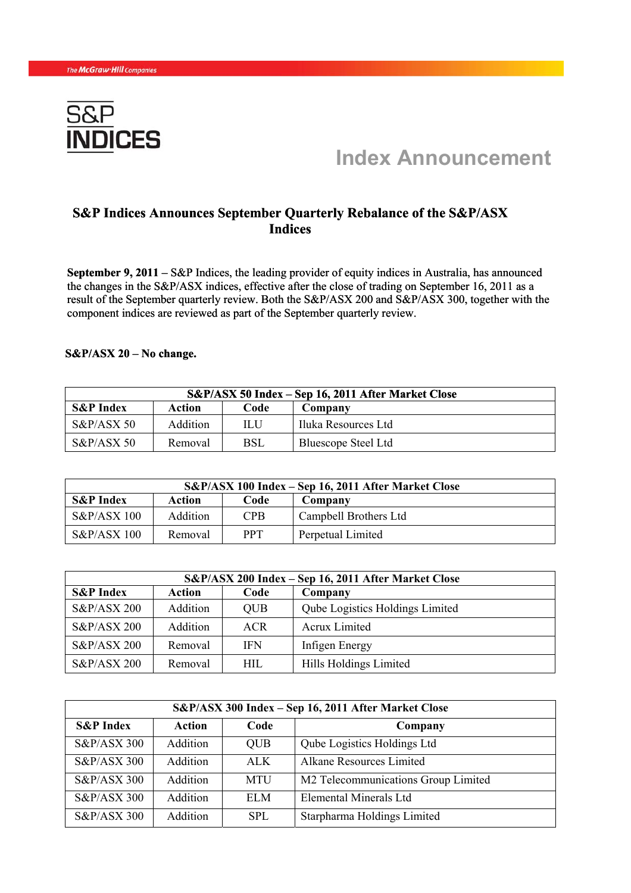S&P INDICES

# Index Announcement

## S&P Indices Announces September Quarterly Rebalance of the S&P/ASX Indices

**September 9, 2011 –** S&P Indices, the leading provider of equity indices in Australia, has announced the changes in the S&P/ASX indices, effective after the close of trading on September 16, 2011 as a result of the September quarterly review. Both the S&P/ASX 200 and S&P/ASX 300, together with the component indices are reviewed as part of the September quarterly review.

**S&P/ASX 20 – No change.**

| S&P/ASX 50 Index – Sep 16, 2011 After Market Close | | | |
|---|---|---|---|
| **S&P Index** | **Action** | **Code** | **Company** |
| S&P/ASX 50 | Addition | ILU | Iluka Resources Ltd |
| S&P/ASX 50 | Removal | BSL | Bluescope Steel Ltd |

| S&P/ASX 100 Index – Sep 16, 2011 After Market Close | | | |
|---|---|---|---|
| **S&P Index** | **Action** | **Code** | **Company** |
| S&P/ASX 100 | Addition | CPB | Campbell Brothers Ltd |
| S&P/ASX 100 | Removal | PPT | Perpetual Limited |

| S&P/ASX 200 Index – Sep 16, 2011 After Market Close | | | |
|---|---|---|---|
| **S&P Index** | **Action** | **Code** | **Company** |
| S&P/ASX 200 | Addition | QUB | Qube Logistics Holdings Limited |
| S&P/ASX 200 | Addition | ACR | Acrux Limited |
| S&P/ASX 200 | Removal | IFN | Infigen Energy |
| S&P/ASX 200 | Removal | HIL | Hills Holdings Limited |

| S&P/ASX 300 Index – Sep 16, 2011 After Market Close | | | |
|---|---|---|---|
| **S&P Index** | **Action** | **Code** | **Company** |
| S&P/ASX 300 | Addition | QUB | Qube Logistics Holdings Ltd |
| S&P/ASX 300 | Addition | ALK | Alkane Resources Limited |
| S&P/ASX 300 | Addition | MTU | M2 Telecommunications Group Limited |
| S&P/ASX 300 | Addition | ELM | Elemental Minerals Ltd |
| S&P/ASX 300 | Addition | SPL | Starpharma Holdings Limited |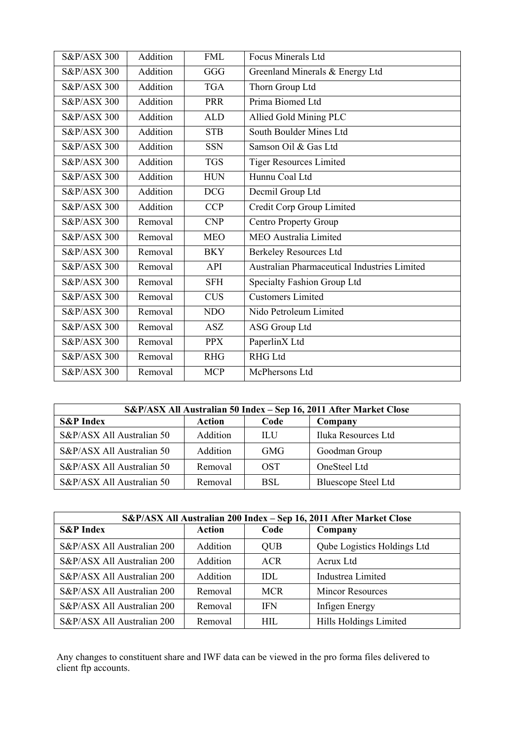| | | | |
|---|---|---|---|
| S&P/ASX 300 | Addition | FML | Focus Minerals Ltd |
| S&P/ASX 300 | Addition | GGG | Greenland Minerals & Energy Ltd |
| S&P/ASX 300 | Addition | TGA | Thorn Group Ltd |
| S&P/ASX 300 | Addition | PRR | Prima Biomed Ltd |
| S&P/ASX 300 | Addition | ALD | Allied Gold Mining PLC |
| S&P/ASX 300 | Addition | STB | South Boulder Mines Ltd |
| S&P/ASX 300 | Addition | SSN | Samson Oil & Gas Ltd |
| S&P/ASX 300 | Addition | TGS | Tiger Resources Limited |
| S&P/ASX 300 | Addition | HUN | Hunnu Coal Ltd |
| S&P/ASX 300 | Addition | DCG | Decmil Group Ltd |
| S&P/ASX 300 | Addition | CCP | Credit Corp Group Limited |
| S&P/ASX 300 | Removal | CNP | Centro Property Group |
| S&P/ASX 300 | Removal | MEO | MEO Australia Limited |
| S&P/ASX 300 | Removal | BKY | Berkeley Resources Ltd |
| S&P/ASX 300 | Removal | API | Australian Pharmaceutical Industries Limited |
| S&P/ASX 300 | Removal | SFH | Specialty Fashion Group Ltd |
| S&P/ASX 300 | Removal | CUS | Customers Limited |
| S&P/ASX 300 | Removal | NDO | Nido Petroleum Limited |
| S&P/ASX 300 | Removal | ASZ | ASG Group Ltd |
| S&P/ASX 300 | Removal | PPX | PaperlinX Ltd |
| S&P/ASX 300 | Removal | RHG | RHG Ltd |
| S&P/ASX 300 | Removal | MCP | McPhersons Ltd |

| S&P/ASX All Australian 50 Index – Sep 16, 2011 After Market Close | | | |
|---|---|---|---|
| **S&P Index** | **Action** | **Code** | **Company** |
| S&P/ASX All Australian 50 | Addition | ILU | Iluka Resources Ltd |
| S&P/ASX All Australian 50 | Addition | GMG | Goodman Group |
| S&P/ASX All Australian 50 | Removal | OST | OneSteel Ltd |
| S&P/ASX All Australian 50 | Removal | BSL | Bluescope Steel Ltd |

| S&P/ASX All Australian 200 Index – Sep 16, 2011 After Market Close | | | |
|---|---|---|---|
| **S&P Index** | **Action** | **Code** | **Company** |
| S&P/ASX All Australian 200 | Addition | QUB | Qube Logistics Holdings Ltd |
| S&P/ASX All Australian 200 | Addition | ACR | Acrux Ltd |
| S&P/ASX All Australian 200 | Addition | IDL | Industrea Limited |
| S&P/ASX All Australian 200 | Removal | MCR | Mincor Resources |
| S&P/ASX All Australian 200 | Removal | IFN | Infigen Energy |
| S&P/ASX All Australian 200 | Removal | HIL | Hills Holdings Limited |

Any changes to constituent share and IWF data can be viewed in the pro forma files delivered to client ftp accounts.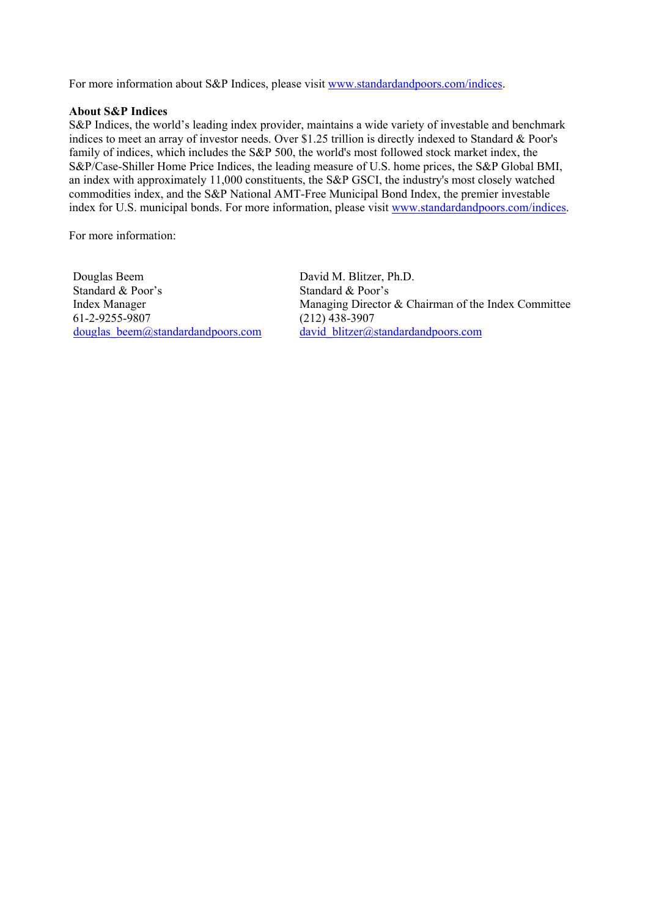For more information about S&P Indices, please visit www.standardandpoors.com/indices.

**About S&P Indices**

S&P Indices, the world's leading index provider, maintains a wide variety of investable and benchmark indices to meet an array of investor needs. Over $1.25 trillion is directly indexed to Standard & Poor's family of indices, which includes the S&P 500, the world's most followed stock market index, the S&P/Case-Shiller Home Price Indices, the leading measure of U.S. home prices, the S&P Global BMI, an index with approximately 11,000 constituents, the S&P GSCI, the industry's most closely watched commodities index, and the S&P National AMT-Free Municipal Bond Index, the premier investable index for U.S. municipal bonds. For more information, please visit www.standardandpoors.com/indices.

For more information:

Douglas Beem
Standard & Poor's
Index Manager
61-2-9255-9807
douglas_beem@standardandpoors.com

David M. Blitzer, Ph.D.
Standard & Poor's
Managing Director & Chairman of the Index Committee
(212) 438-3907
david_blitzer@standardandpoors.com